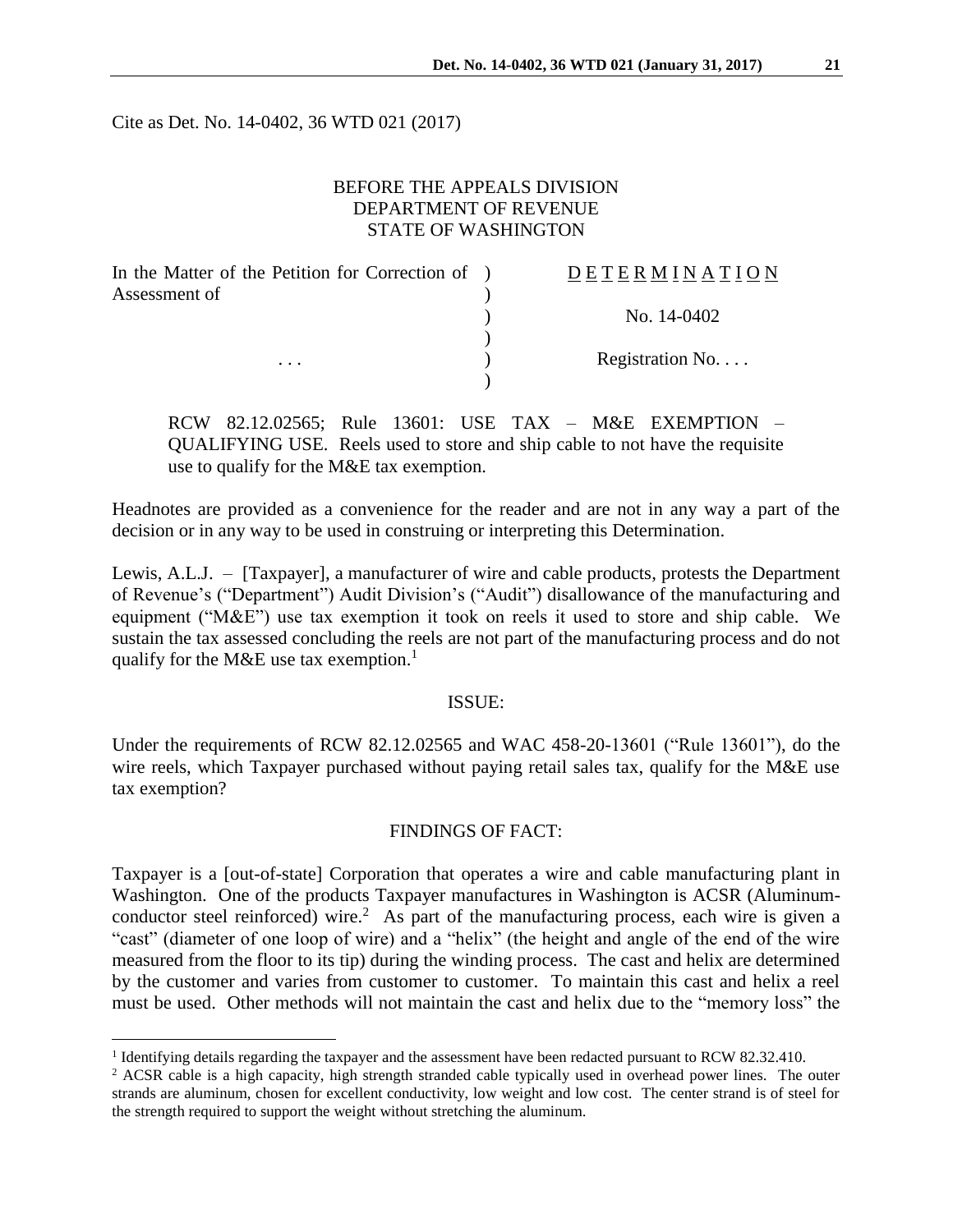Cite as Det. No. 14-0402, 36 WTD 021 (2017)

BEFORE THE APPEALS DIVISION
DEPARTMENT OF REVENUE
STATE OF WASHINGTON

| In the Matter of the Petition for Correction of Assessment of | ) | D E T E R M I N A T I O N |
|---|---|---|
| | ) | No. 14-0402 |
| . . . | ) | Registration No. . . . |

RCW 82.12.02565; Rule 13601: USE TAX – M&E EXEMPTION – QUALIFYING USE. Reels used to store and ship cable to not have the requisite use to qualify for the M&E tax exemption.

Headnotes are provided as a convenience for the reader and are not in any way a part of the decision or in any way to be used in construing or interpreting this Determination.

Lewis, A.L.J. – [Taxpayer], a manufacturer of wire and cable products, protests the Department of Revenue's ("Department") Audit Division's ("Audit") disallowance of the manufacturing and equipment ("M&E") use tax exemption it took on reels it used to store and ship cable. We sustain the tax assessed concluding the reels are not part of the manufacturing process and do not qualify for the M&E use tax exemption.[1]

## ISSUE:

Under the requirements of RCW 82.12.02565 and WAC 458-20-13601 ("Rule 13601"), do the wire reels, which Taxpayer purchased without paying retail sales tax, qualify for the M&E use tax exemption?

## FINDINGS OF FACT:

Taxpayer is a [out-of-state] Corporation that operates a wire and cable manufacturing plant in Washington. One of the products Taxpayer manufactures in Washington is ACSR (Aluminum-conductor steel reinforced) wire.[2] As part of the manufacturing process, each wire is given a "cast" (diameter of one loop of wire) and a "helix" (the height and angle of the end of the wire measured from the floor to its tip) during the winding process. The cast and helix are determined by the customer and varies from customer to customer. To maintain this cast and helix a reel must be used. Other methods will not maintain the cast and helix due to the "memory loss" the

[1] Identifying details regarding the taxpayer and the assessment have been redacted pursuant to RCW 82.32.410.

[2] ACSR cable is a high capacity, high strength stranded cable typically used in overhead power lines. The outer strands are aluminum, chosen for excellent conductivity, low weight and low cost. The center strand is of steel for the strength required to support the weight without stretching the aluminum.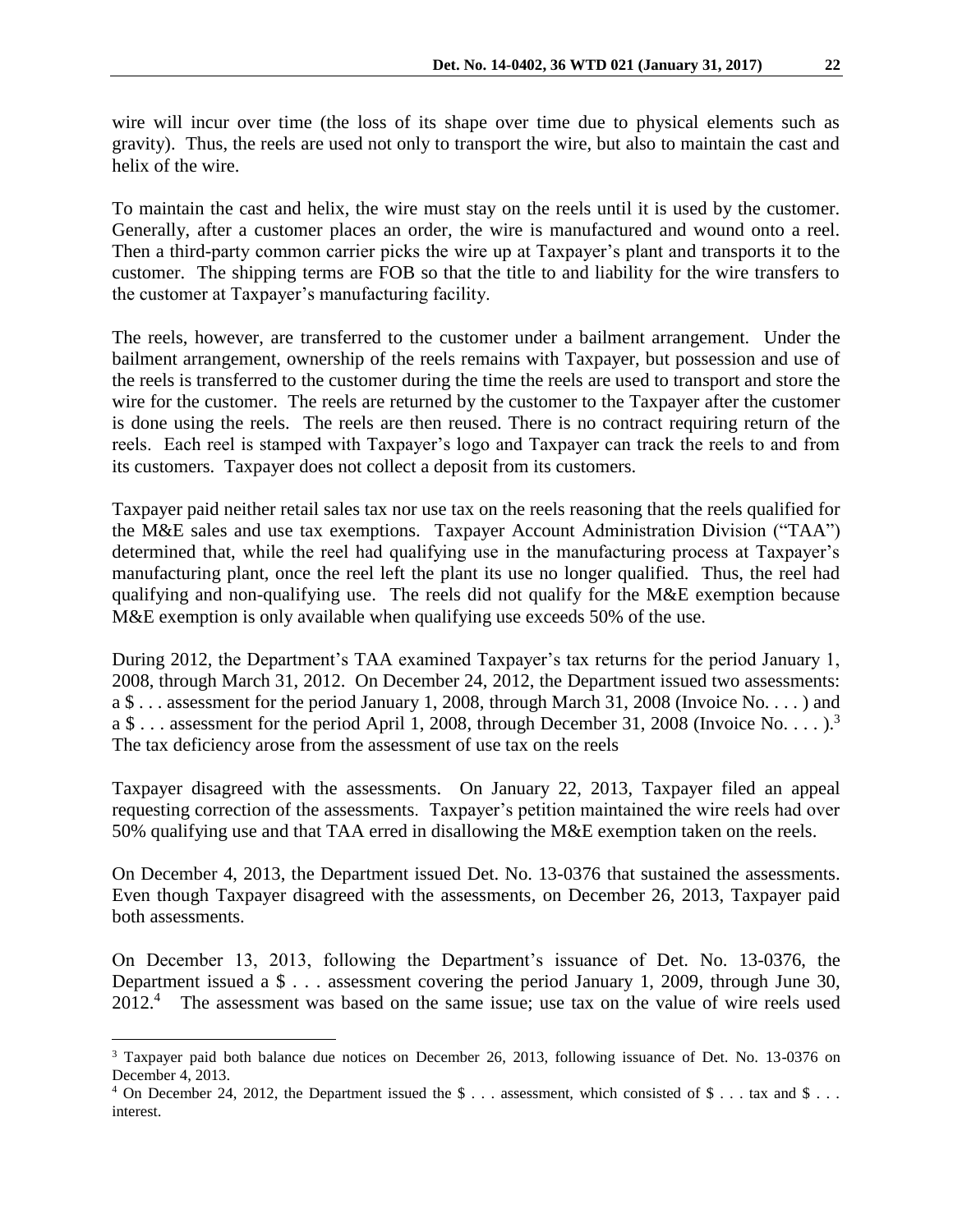wire will incur over time (the loss of its shape over time due to physical elements such as gravity). Thus, the reels are used not only to transport the wire, but also to maintain the cast and helix of the wire.

To maintain the cast and helix, the wire must stay on the reels until it is used by the customer. Generally, after a customer places an order, the wire is manufactured and wound onto a reel. Then a third-party common carrier picks the wire up at Taxpayer's plant and transports it to the customer. The shipping terms are FOB so that the title to and liability for the wire transfers to the customer at Taxpayer's manufacturing facility.

The reels, however, are transferred to the customer under a bailment arrangement. Under the bailment arrangement, ownership of the reels remains with Taxpayer, but possession and use of the reels is transferred to the customer during the time the reels are used to transport and store the wire for the customer. The reels are returned by the customer to the Taxpayer after the customer is done using the reels. The reels are then reused. There is no contract requiring return of the reels. Each reel is stamped with Taxpayer's logo and Taxpayer can track the reels to and from its customers. Taxpayer does not collect a deposit from its customers.

Taxpayer paid neither retail sales tax nor use tax on the reels reasoning that the reels qualified for the M&E sales and use tax exemptions. Taxpayer Account Administration Division ("TAA") determined that, while the reel had qualifying use in the manufacturing process at Taxpayer's manufacturing plant, once the reel left the plant its use no longer qualified. Thus, the reel had qualifying and non-qualifying use. The reels did not qualify for the M&E exemption because M&E exemption is only available when qualifying use exceeds 50% of the use.

During 2012, the Department's TAA examined Taxpayer's tax returns for the period January 1, 2008, through March 31, 2012. On December 24, 2012, the Department issued two assessments: a $ . . . assessment for the period January 1, 2008, through March 31, 2008 (Invoice No. . . . ) and a $ . . . assessment for the period April 1, 2008, through December 31, 2008 (Invoice No. . . . ).[3] The tax deficiency arose from the assessment of use tax on the reels

Taxpayer disagreed with the assessments. On January 22, 2013, Taxpayer filed an appeal requesting correction of the assessments. Taxpayer's petition maintained the wire reels had over 50% qualifying use and that TAA erred in disallowing the M&E exemption taken on the reels.

On December 4, 2013, the Department issued Det. No. 13-0376 that sustained the assessments. Even though Taxpayer disagreed with the assessments, on December 26, 2013, Taxpayer paid both assessments.

On December 13, 2013, following the Department's issuance of Det. No. 13-0376, the Department issued a $ . . . assessment covering the period January 1, 2009, through June 30, 2012.[4] The assessment was based on the same issue; use tax on the value of wire reels used

---

[3] Taxpayer paid both balance due notices on December 26, 2013, following issuance of Det. No. 13-0376 on December 4, 2013.

[4] On December 24, 2012, the Department issued the $ . . . assessment, which consisted of $ . . . tax and $ . . . interest.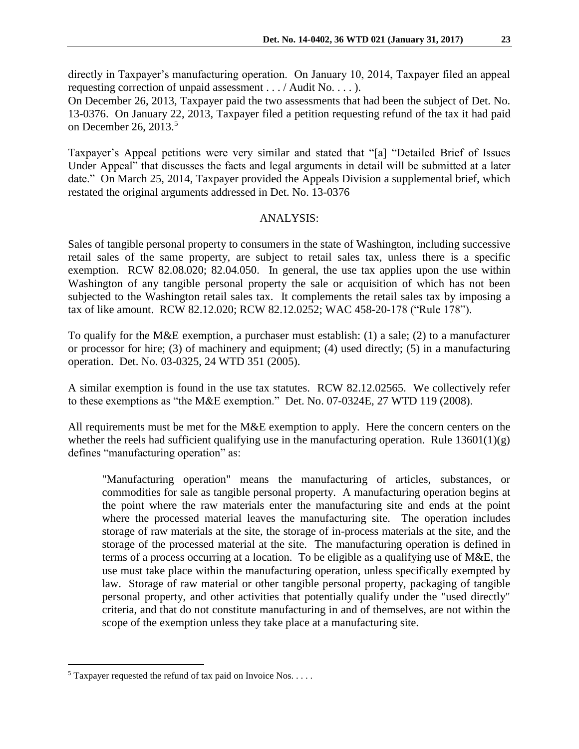directly in Taxpayer's manufacturing operation. On January 10, 2014, Taxpayer filed an appeal requesting correction of unpaid assessment . . . / Audit No. . . . ).

On December 26, 2013, Taxpayer paid the two assessments that had been the subject of Det. No. 13-0376. On January 22, 2013, Taxpayer filed a petition requesting refund of the tax it had paid on December 26, 2013.[5]

Taxpayer's Appeal petitions were very similar and stated that "[a] "Detailed Brief of Issues Under Appeal" that discusses the facts and legal arguments in detail will be submitted at a later date." On March 25, 2014, Taxpayer provided the Appeals Division a supplemental brief, which restated the original arguments addressed in Det. No. 13-0376

## ANALYSIS:

Sales of tangible personal property to consumers in the state of Washington, including successive retail sales of the same property, are subject to retail sales tax, unless there is a specific exemption. RCW 82.08.020; 82.04.050. In general, the use tax applies upon the use within Washington of any tangible personal property the sale or acquisition of which has not been subjected to the Washington retail sales tax. It complements the retail sales tax by imposing a tax of like amount. RCW 82.12.020; RCW 82.12.0252; WAC 458-20-178 ("Rule 178").

To qualify for the M&E exemption, a purchaser must establish: (1) a sale; (2) to a manufacturer or processor for hire; (3) of machinery and equipment; (4) used directly; (5) in a manufacturing operation. Det. No. 03-0325, 24 WTD 351 (2005).

A similar exemption is found in the use tax statutes. RCW 82.12.02565. We collectively refer to these exemptions as "the M&E exemption." Det. No. 07-0324E, 27 WTD 119 (2008).

All requirements must be met for the M&E exemption to apply. Here the concern centers on the whether the reels had sufficient qualifying use in the manufacturing operation. Rule 13601(1)(g) defines "manufacturing operation" as:

> "Manufacturing operation" means the manufacturing of articles, substances, or commodities for sale as tangible personal property. A manufacturing operation begins at the point where the raw materials enter the manufacturing site and ends at the point where the processed material leaves the manufacturing site. The operation includes storage of raw materials at the site, the storage of in-process materials at the site, and the storage of the processed material at the site. The manufacturing operation is defined in terms of a process occurring at a location. To be eligible as a qualifying use of M&E, the use must take place within the manufacturing operation, unless specifically exempted by law. Storage of raw material or other tangible personal property, packaging of tangible personal property, and other activities that potentially qualify under the "used directly" criteria, and that do not constitute manufacturing in and of themselves, are not within the scope of the exemption unless they take place at a manufacturing site.

---

[5] Taxpayer requested the refund of tax paid on Invoice Nos. . . . .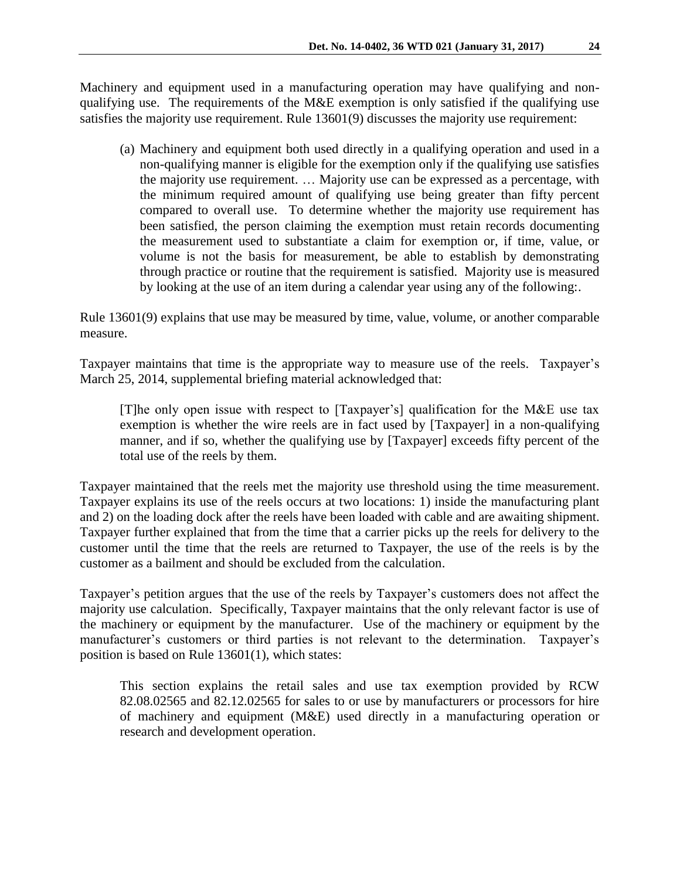Machinery and equipment used in a manufacturing operation may have qualifying and non-qualifying use. The requirements of the M&E exemption is only satisfied if the qualifying use satisfies the majority use requirement. Rule 13601(9) discusses the majority use requirement:

> (a) Machinery and equipment both used directly in a qualifying operation and used in a non-qualifying manner is eligible for the exemption only if the qualifying use satisfies the majority use requirement. … Majority use can be expressed as a percentage, with the minimum required amount of qualifying use being greater than fifty percent compared to overall use. To determine whether the majority use requirement has been satisfied, the person claiming the exemption must retain records documenting the measurement used to substantiate a claim for exemption or, if time, value, or volume is not the basis for measurement, be able to establish by demonstrating through practice or routine that the requirement is satisfied. Majority use is measured by looking at the use of an item during a calendar year using any of the following:.

Rule 13601(9) explains that use may be measured by time, value, volume, or another comparable measure.

Taxpayer maintains that time is the appropriate way to measure use of the reels. Taxpayer's March 25, 2014, supplemental briefing material acknowledged that:

> [T]he only open issue with respect to [Taxpayer's] qualification for the M&E use tax exemption is whether the wire reels are in fact used by [Taxpayer] in a non-qualifying manner, and if so, whether the qualifying use by [Taxpayer] exceeds fifty percent of the total use of the reels by them.

Taxpayer maintained that the reels met the majority use threshold using the time measurement. Taxpayer explains its use of the reels occurs at two locations: 1) inside the manufacturing plant and 2) on the loading dock after the reels have been loaded with cable and are awaiting shipment. Taxpayer further explained that from the time that a carrier picks up the reels for delivery to the customer until the time that the reels are returned to Taxpayer, the use of the reels is by the customer as a bailment and should be excluded from the calculation.

Taxpayer's petition argues that the use of the reels by Taxpayer's customers does not affect the majority use calculation. Specifically, Taxpayer maintains that the only relevant factor is use of the machinery or equipment by the manufacturer. Use of the machinery or equipment by the manufacturer's customers or third parties is not relevant to the determination. Taxpayer's position is based on Rule 13601(1), which states:

> This section explains the retail sales and use tax exemption provided by RCW 82.08.02565 and 82.12.02565 for sales to or use by manufacturers or processors for hire of machinery and equipment (M&E) used directly in a manufacturing operation or research and development operation.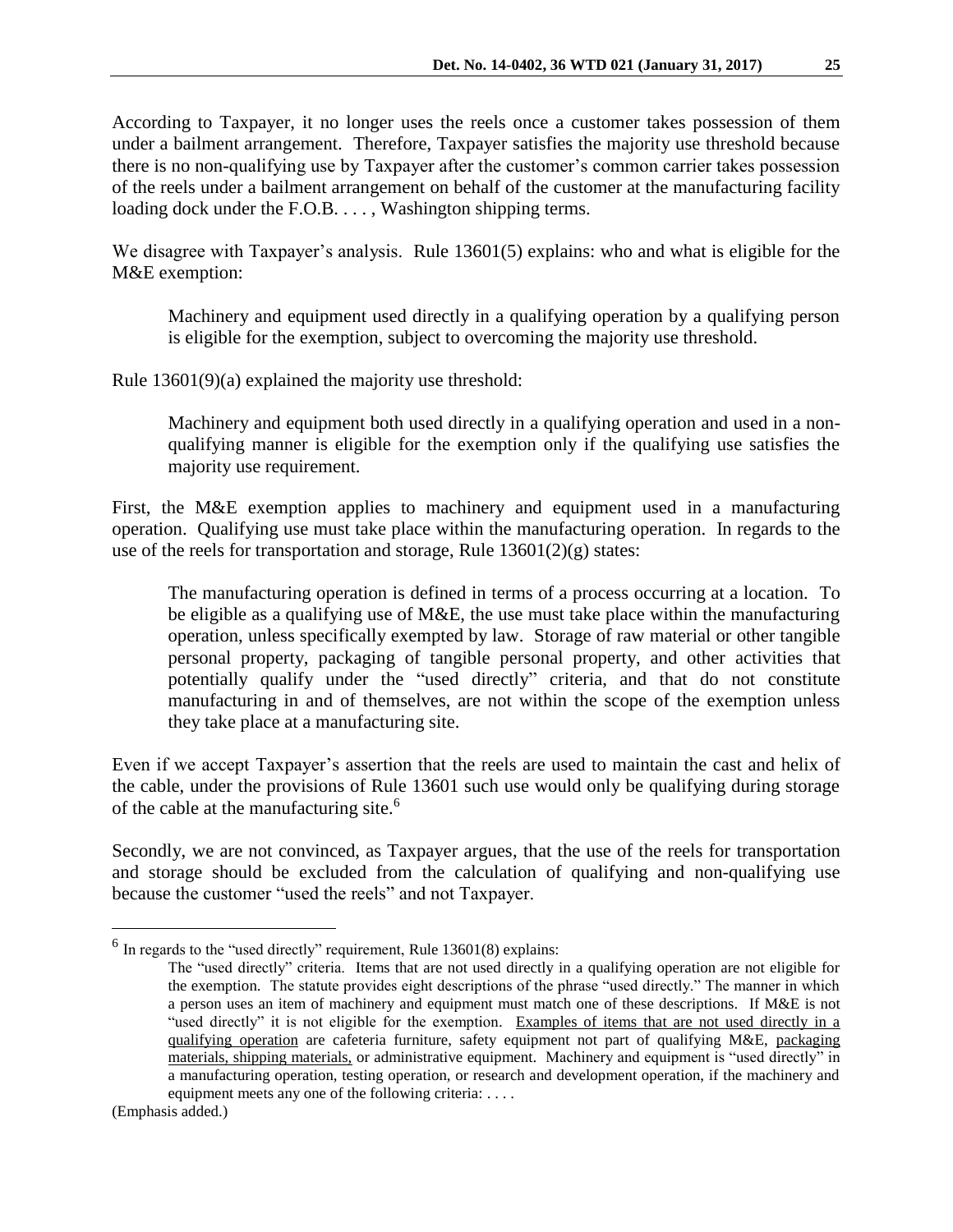According to Taxpayer, it no longer uses the reels once a customer takes possession of them under a bailment arrangement. Therefore, Taxpayer satisfies the majority use threshold because there is no non-qualifying use by Taxpayer after the customer's common carrier takes possession of the reels under a bailment arrangement on behalf of the customer at the manufacturing facility loading dock under the F.O.B. . . . , Washington shipping terms.

We disagree with Taxpayer's analysis. Rule 13601(5) explains: who and what is eligible for the M&E exemption:

> Machinery and equipment used directly in a qualifying operation by a qualifying person is eligible for the exemption, subject to overcoming the majority use threshold.

Rule 13601(9)(a) explained the majority use threshold:

> Machinery and equipment both used directly in a qualifying operation and used in a non-qualifying manner is eligible for the exemption only if the qualifying use satisfies the majority use requirement.

First, the M&E exemption applies to machinery and equipment used in a manufacturing operation. Qualifying use must take place within the manufacturing operation. In regards to the use of the reels for transportation and storage, Rule 13601(2)(g) states:

> The manufacturing operation is defined in terms of a process occurring at a location. To be eligible as a qualifying use of M&E, the use must take place within the manufacturing operation, unless specifically exempted by law. Storage of raw material or other tangible personal property, packaging of tangible personal property, and other activities that potentially qualify under the "used directly" criteria, and that do not constitute manufacturing in and of themselves, are not within the scope of the exemption unless they take place at a manufacturing site.

Even if we accept Taxpayer's assertion that the reels are used to maintain the cast and helix of the cable, under the provisions of Rule 13601 such use would only be qualifying during storage of the cable at the manufacturing site.[6]

Secondly, we are not convinced, as Taxpayer argues, that the use of the reels for transportation and storage should be excluded from the calculation of qualifying and non-qualifying use because the customer "used the reels" and not Taxpayer.

---

[6] In regards to the "used directly" requirement, Rule 13601(8) explains:

> The "used directly" criteria. Items that are not used directly in a qualifying operation are not eligible for the exemption. The statute provides eight descriptions of the phrase "used directly." The manner in which a person uses an item of machinery and equipment must match one of these descriptions. If M&E is not "used directly" it is not eligible for the exemption. <u>Examples of items that are not used directly in a qualifying operation</u> are cafeteria furniture, safety equipment not part of qualifying M&E, <u>packaging materials, shipping materials,</u> or administrative equipment. Machinery and equipment is "used directly" in a manufacturing operation, testing operation, or research and development operation, if the machinery and equipment meets any one of the following criteria: . . . .

(Emphasis added.)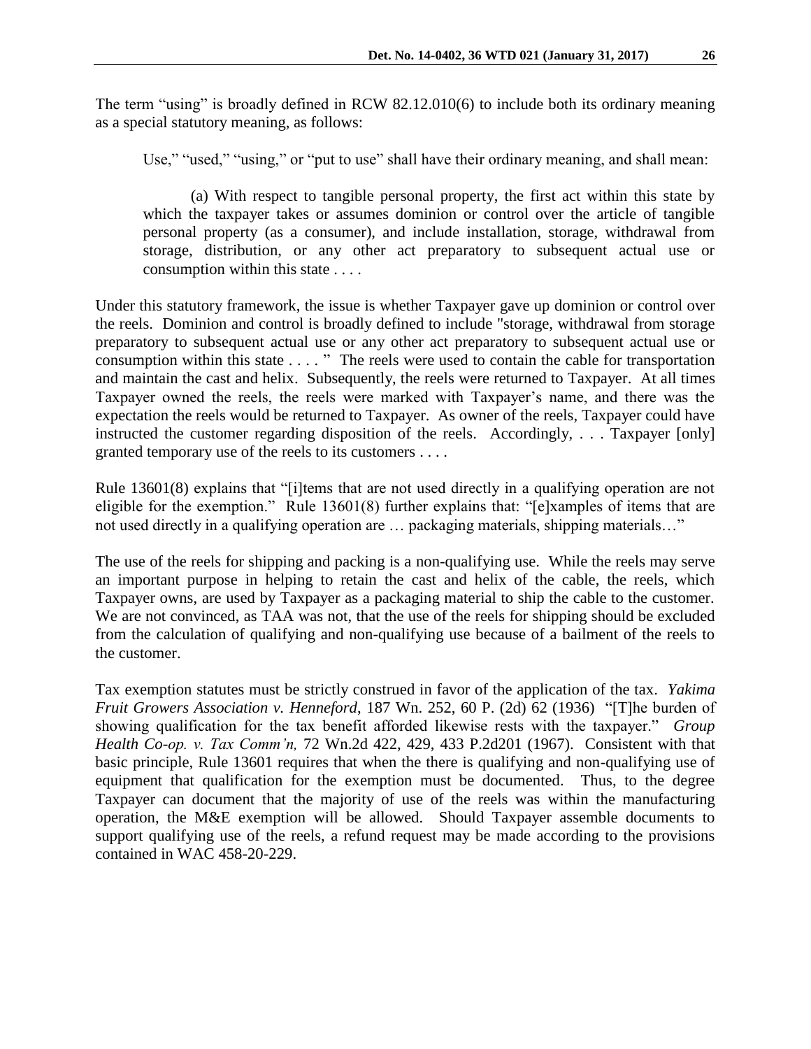The term "using" is broadly defined in RCW 82.12.010(6) to include both its ordinary meaning as a special statutory meaning, as follows:

> Use," "used," "using," or "put to use" shall have their ordinary meaning, and shall mean:
>
> (a) With respect to tangible personal property, the first act within this state by which the taxpayer takes or assumes dominion or control over the article of tangible personal property (as a consumer), and include installation, storage, withdrawal from storage, distribution, or any other act preparatory to subsequent actual use or consumption within this state . . . .

Under this statutory framework, the issue is whether Taxpayer gave up dominion or control over the reels. Dominion and control is broadly defined to include "storage, withdrawal from storage preparatory to subsequent actual use or any other act preparatory to subsequent actual use or consumption within this state . . . . " The reels were used to contain the cable for transportation and maintain the cast and helix. Subsequently, the reels were returned to Taxpayer. At all times Taxpayer owned the reels, the reels were marked with Taxpayer's name, and there was the expectation the reels would be returned to Taxpayer. As owner of the reels, Taxpayer could have instructed the customer regarding disposition of the reels. Accordingly, . . . Taxpayer [only] granted temporary use of the reels to its customers . . . .

Rule 13601(8) explains that "[i]tems that are not used directly in a qualifying operation are not eligible for the exemption." Rule 13601(8) further explains that: "[e]xamples of items that are not used directly in a qualifying operation are … packaging materials, shipping materials…"

The use of the reels for shipping and packing is a non-qualifying use. While the reels may serve an important purpose in helping to retain the cast and helix of the cable, the reels, which Taxpayer owns, are used by Taxpayer as a packaging material to ship the cable to the customer. We are not convinced, as TAA was not, that the use of the reels for shipping should be excluded from the calculation of qualifying and non-qualifying use because of a bailment of the reels to the customer.

Tax exemption statutes must be strictly construed in favor of the application of the tax. *Yakima Fruit Growers Association v. Henneford*, 187 Wn. 252, 60 P. (2d) 62 (1936) "[T]he burden of showing qualification for the tax benefit afforded likewise rests with the taxpayer." *Group Health Co-op. v. Tax Comm'n,* 72 Wn.2d 422, 429, 433 P.2d201 (1967). Consistent with that basic principle, Rule 13601 requires that when the there is qualifying and non-qualifying use of equipment that qualification for the exemption must be documented. Thus, to the degree Taxpayer can document that the majority of use of the reels was within the manufacturing operation, the M&E exemption will be allowed. Should Taxpayer assemble documents to support qualifying use of the reels, a refund request may be made according to the provisions contained in WAC 458-20-229.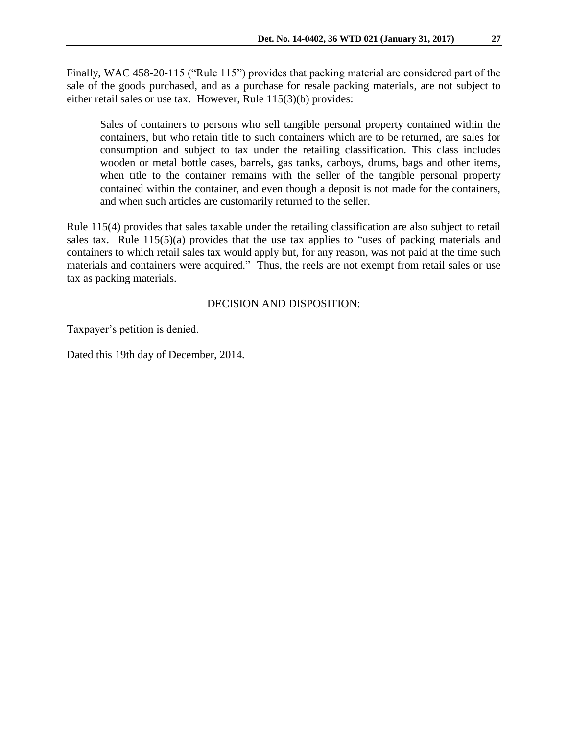Finally, WAC 458-20-115 ("Rule 115") provides that packing material are considered part of the sale of the goods purchased, and as a purchase for resale packing materials, are not subject to either retail sales or use tax. However, Rule 115(3)(b) provides:

> Sales of containers to persons who sell tangible personal property contained within the containers, but who retain title to such containers which are to be returned, are sales for consumption and subject to tax under the retailing classification. This class includes wooden or metal bottle cases, barrels, gas tanks, carboys, drums, bags and other items, when title to the container remains with the seller of the tangible personal property contained within the container, and even though a deposit is not made for the containers, and when such articles are customarily returned to the seller.

Rule 115(4) provides that sales taxable under the retailing classification are also subject to retail sales tax. Rule 115(5)(a) provides that the use tax applies to "uses of packing materials and containers to which retail sales tax would apply but, for any reason, was not paid at the time such materials and containers were acquired." Thus, the reels are not exempt from retail sales or use tax as packing materials.

## DECISION AND DISPOSITION:

Taxpayer's petition is denied.

Dated this 19th day of December, 2014.